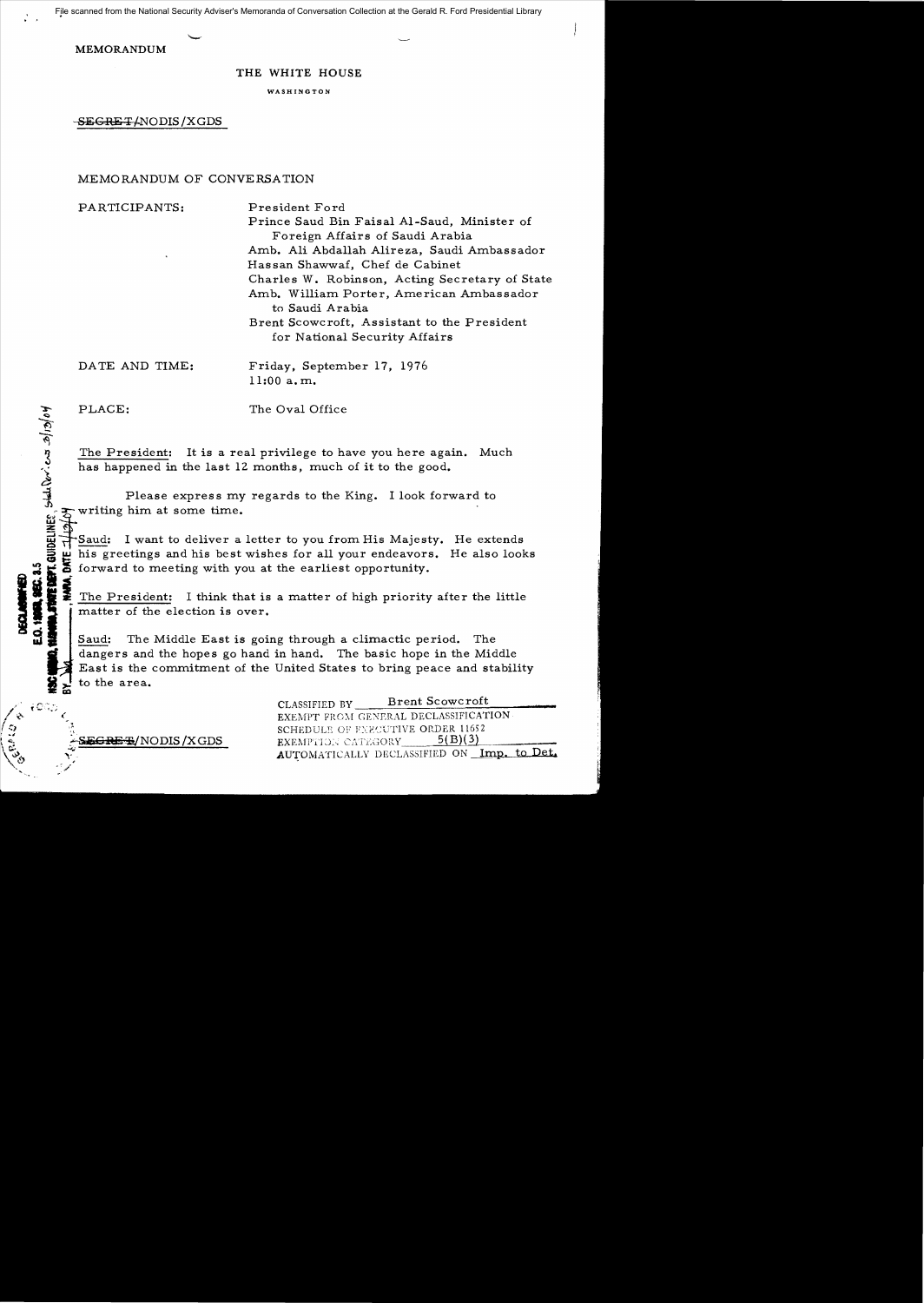MEMORANDUM

# THE WHITE HOUSE

WASHINGTON

~~SECRET~~/NODIS/XGDS

## MEMORANDUM OF CONVERSATION

PARTICIPANTS: President Ford
Prince Saud Bin Faisal Al-Saud, Minister of Foreign Affairs of Saudi Arabia
Amb. Ali Abdallah Alireza, Saudi Ambassador
Hassan Shawwaf, Chef de Cabinet
Charles W. Robinson, Acting Secretary of State
Amb. William Porter, American Ambassador to Saudi Arabia
Brent Scowcroft, Assistant to the President for National Security Affairs

DATE AND TIME: Friday, September 17, 1976
11:00 a.m.

PLACE: The Oval Office

The President: It is a real privilege to have you here again. Much has happened in the last 12 months, much of it to the good.

Please express my regards to the King. I look forward to writing him at some time.

Saud: I want to deliver a letter to you from His Majesty. He extends his greetings and his best wishes for all your endeavors. He also looks forward to meeting with you at the earliest opportunity.

The President: I think that is a matter of high priority after the little matter of the election is over.

Saud: The Middle East is going through a climactic period. The dangers and the hopes go hand in hand. The basic hope in the Middle East is the commitment of the United States to bring peace and stability to the area.

DECLASSIFIED
E.O. 12958, SEC. 3.5
NSC MEMO, 11/24/98, STATE DEPT. GUIDELINES, State Dept. rev. 3/12/04
BY ___, NARA, DATE 4/12/04

~~SECRET~~/NODIS/XGDS

CLASSIFIED BY Brent Scowcroft
EXEMPT FROM GENERAL DECLASSIFICATION
SCHEDULE OF EXECUTIVE ORDER 11652
EXEMPTION CATEGORY 5(B)(3)
AUTOMATICALLY DECLASSIFIED ON Imp. to Det.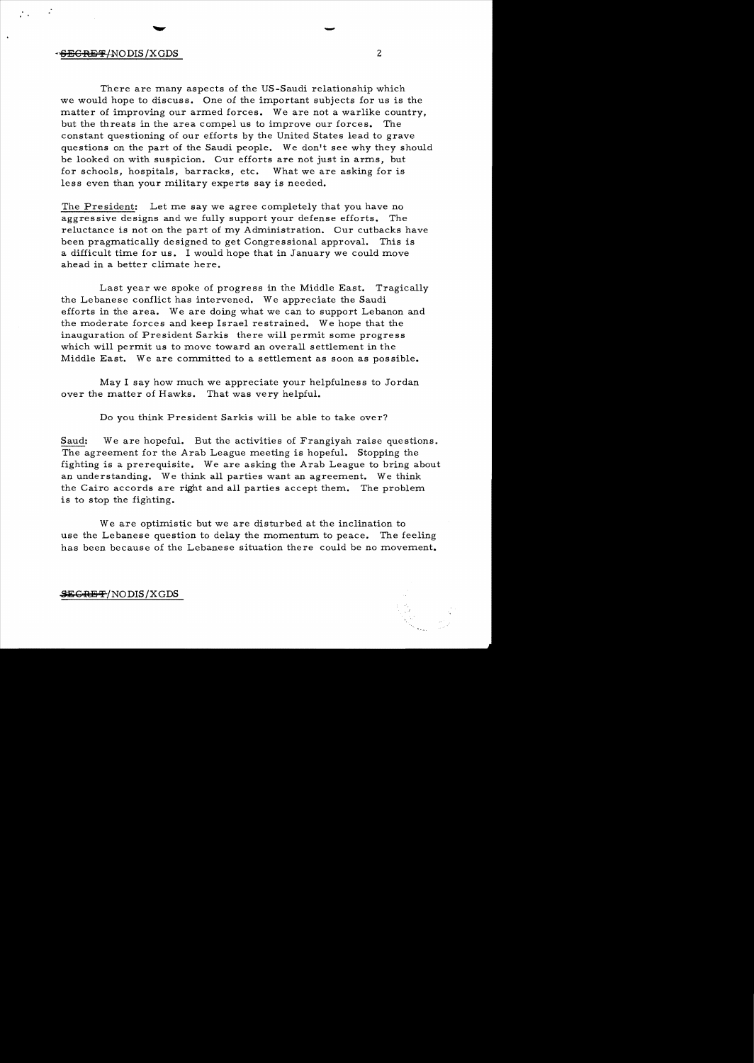There are many aspects of the US-Saudi relationship which we would hope to discuss. One of the important subjects for us is the matter of improving our armed forces. We are not a warlike country, but the threats in the area compel us to improve our forces. The constant questioning of our efforts by the United States lead to grave questions on the part of the Saudi people. We don't see why they should be looked on with suspicion. Our efforts are not just in arms, but for schools, hospitals, barracks, etc. What we are asking for is less even than your military experts say is needed.

The President: Let me say we agree completely that you have no aggressive designs and we fully support your defense efforts. The reluctance is not on the part of my Administration. Our cutbacks have been pragmatically designed to get Congressional approval. This is a difficult time for us. I would hope that in January we could move ahead in a better climate here.

Last year we spoke of progress in the Middle East. Tragically the Lebanese conflict has intervened. We appreciate the Saudi efforts in the area. We are doing what we can to support Lebanon and the moderate forces and keep Israel restrained. We hope that the inauguration of President Sarkis there will permit some progress which will permit us to move toward an overall settlement in the Middle East. We are committed to a settlement as soon as possible.

May I say how much we appreciate your helpfulness to Jordan over the matter of Hawks. That was very helpful.

Do you think President Sarkis will be able to take over?

Saud: We are hopeful. But the activities of Frangiyah raise questions. The agreement for the Arab League meeting is hopeful. Stopping the fighting is a prerequisite. We are asking the Arab League to bring about an understanding. We think all parties want an agreement. We think the Cairo accords are right and all parties accept them. The problem is to stop the fighting.

We are optimistic but we are disturbed at the inclination to use the Lebanese question to delay the momentum to peace. The feeling has been because of the Lebanese situation there could be no movement.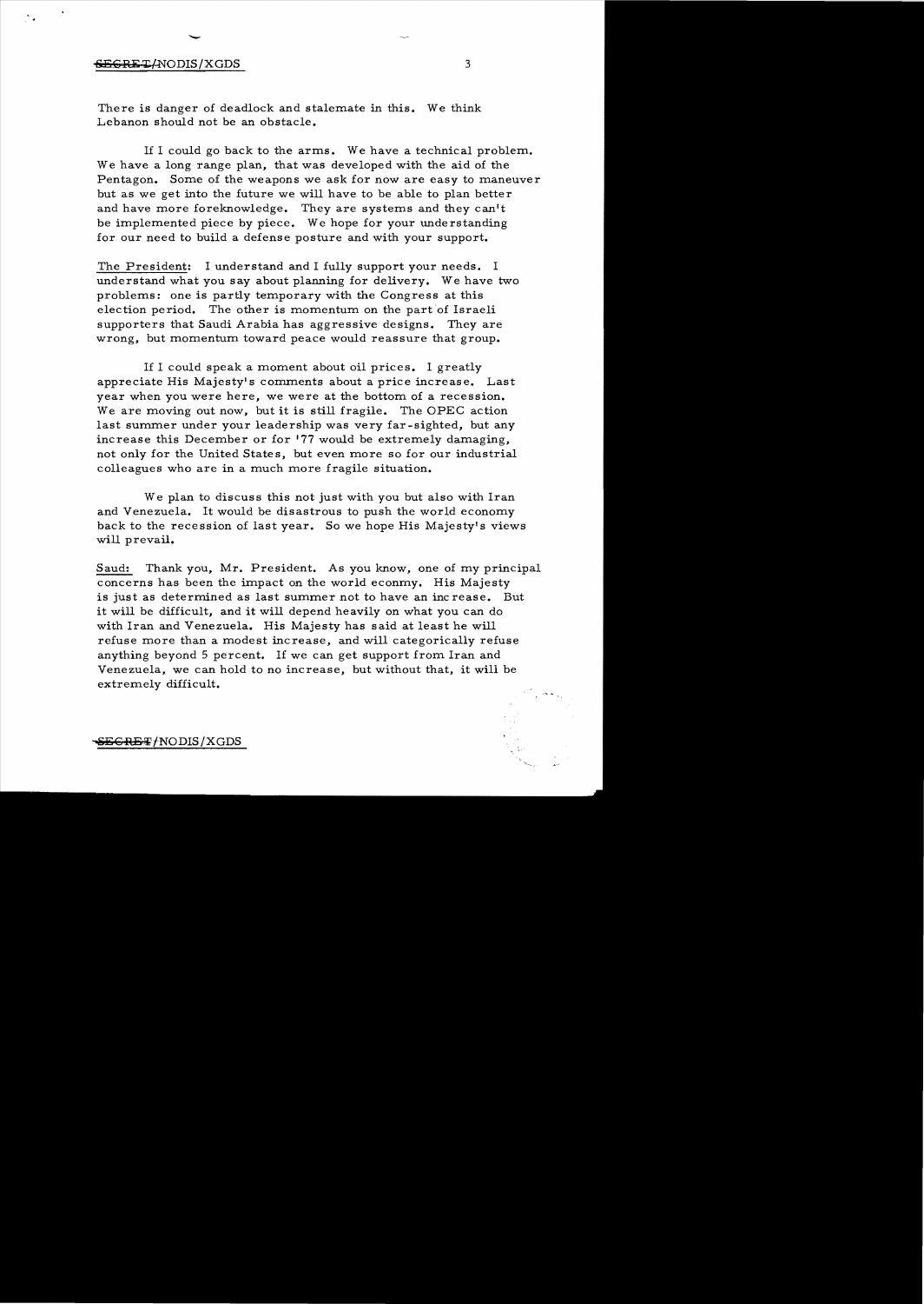There is danger of deadlock and stalemate in this. We think Lebanon should not be an obstacle.

If I could go back to the arms. We have a technical problem. We have a long range plan, that was developed with the aid of the Pentagon. Some of the weapons we ask for now are easy to maneuver but as we get into the future we will have to be able to plan better and have more foreknowledge. They are systems and they can't be implemented piece by piece. We hope for your understanding for our need to build a defense posture and with your support.

The President: I understand and I fully support your needs. I understand what you say about planning for delivery. We have two problems: one is partly temporary with the Congress at this election period. The other is momentum on the part of Israeli supporters that Saudi Arabia has aggressive designs. They are wrong, but momentum toward peace would reassure that group.

If I could speak a moment about oil prices. I greatly appreciate His Majesty's comments about a price increase. Last year when you were here, we were at the bottom of a recession. We are moving out now, but it is still fragile. The OPEC action last summer under your leadership was very far-sighted, but any increase this December or for '77 would be extremely damaging, not only for the United States, but even more so for our industrial colleagues who are in a much more fragile situation.

We plan to discuss this not just with you but also with Iran and Venezuela. It would be disastrous to push the world economy back to the recession of last year. So we hope His Majesty's views will prevail.

Saud: Thank you, Mr. President. As you know, one of my principal concerns has been the impact on the world econmy. His Majesty is just as determined as last summer not to have an increase. But it will be difficult, and it will depend heavily on what you can do with Iran and Venezuela. His Majesty has said at least he will refuse more than a modest increase, and will categorically refuse anything beyond 5 percent. If we can get support from Iran and Venezuela, we can hold to no increase, but without that, it will be extremely difficult.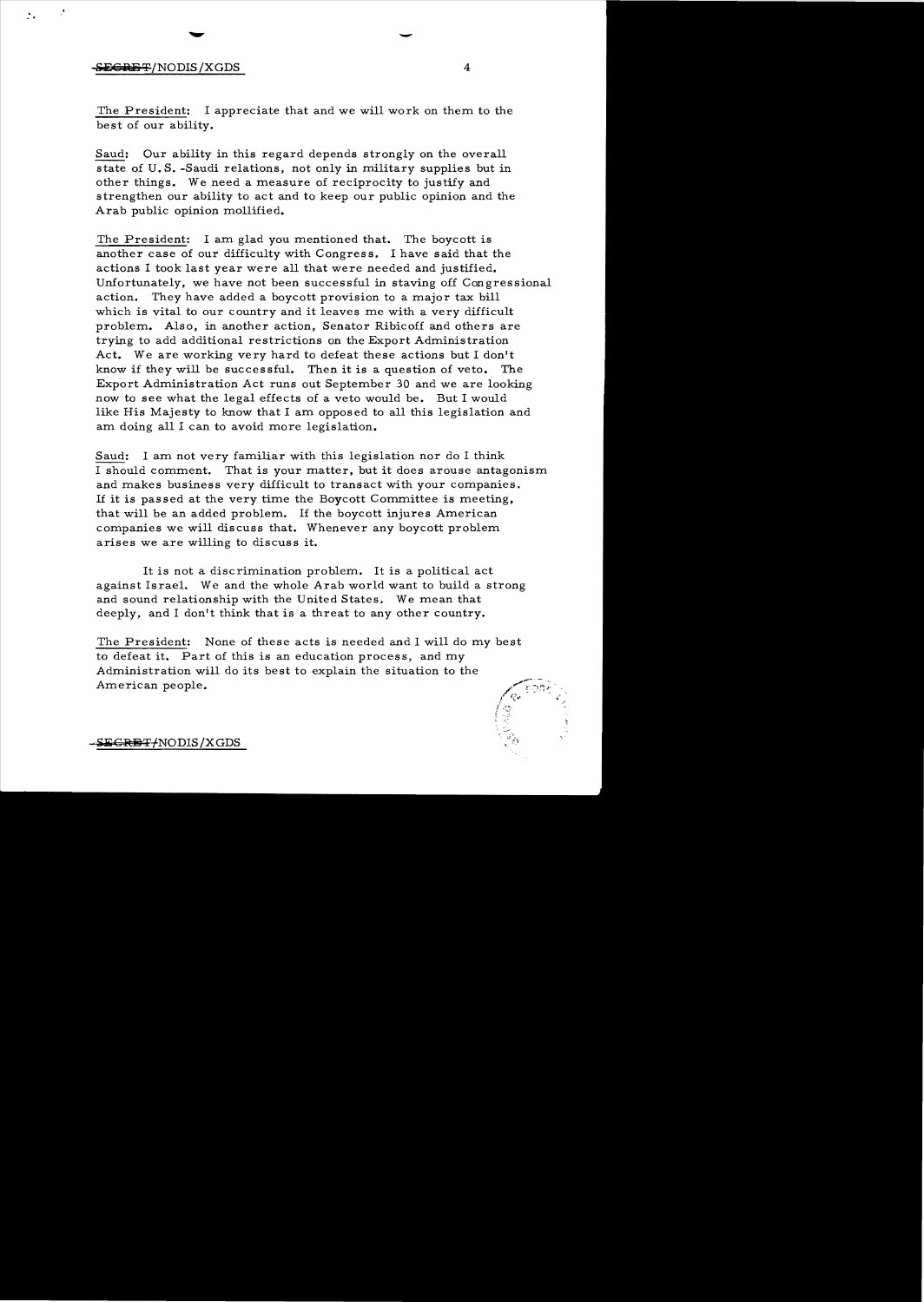The President: I appreciate that and we will work on them to the best of our ability.

Saud: Our ability in this regard depends strongly on the overall state of U.S.-Saudi relations, not only in military supplies but in other things. We need a measure of reciprocity to justify and strengthen our ability to act and to keep our public opinion and the Arab public opinion mollified.

The President: I am glad you mentioned that. The boycott is another case of our difficulty with Congress. I have said that the actions I took last year were all that were needed and justified. Unfortunately, we have not been successful in staving off Congressional action. They have added a boycott provision to a major tax bill which is vital to our country and it leaves me with a very difficult problem. Also, in another action, Senator Ribicoff and others are trying to add additional restrictions on the Export Administration Act. We are working very hard to defeat these actions but I don't know if they will be successful. Then it is a question of veto. The Export Administration Act runs out September 30 and we are looking now to see what the legal effects of a veto would be. But I would like His Majesty to know that I am opposed to all this legislation and am doing all I can to avoid more legislation.

Saud: I am not very familiar with this legislation nor do I think I should comment. That is your matter, but it does arouse antagonism and makes business very difficult to transact with your companies. If it is passed at the very time the Boycott Committee is meeting, that will be an added problem. If the boycott injures American companies we will discuss that. Whenever any boycott problem arises we are willing to discuss it.

It is not a discrimination problem. It is a political act against Israel. We and the whole Arab world want to build a strong and sound relationship with the United States. We mean that deeply, and I don't think that is a threat to any other country.

The President: None of these acts is needed and I will do my best to defeat it. Part of this is an education process, and my Administration will do its best to explain the situation to the American people.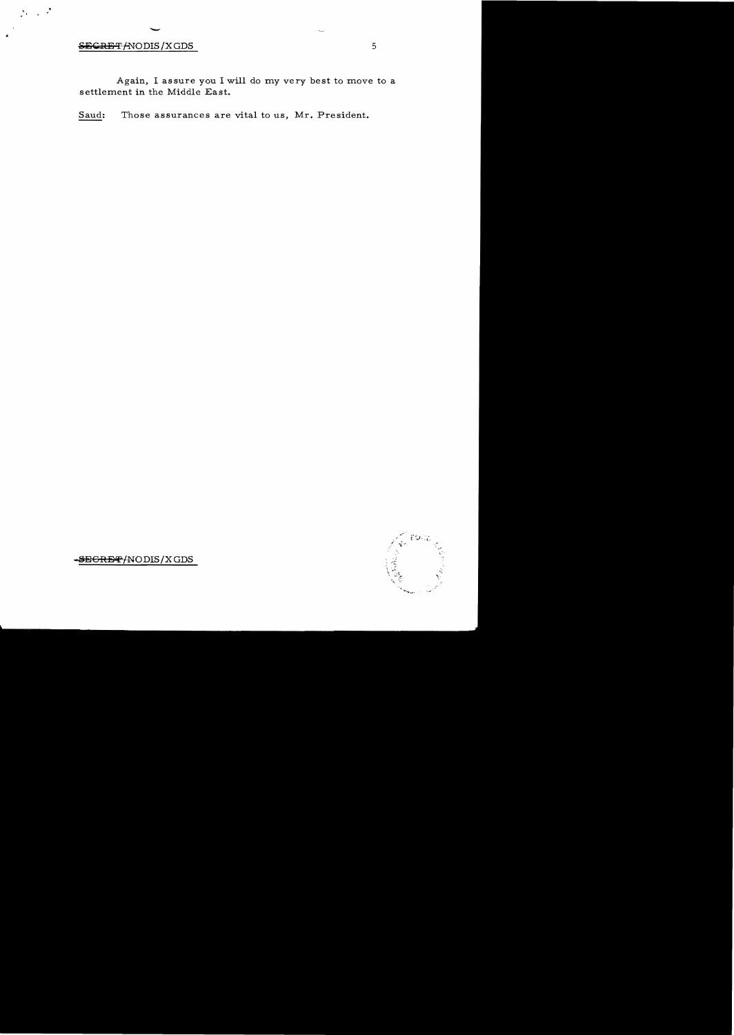Again, I assure you I will do my very best to move to a settlement in the Middle East.

Saud: Those assurances are vital to us, Mr. President.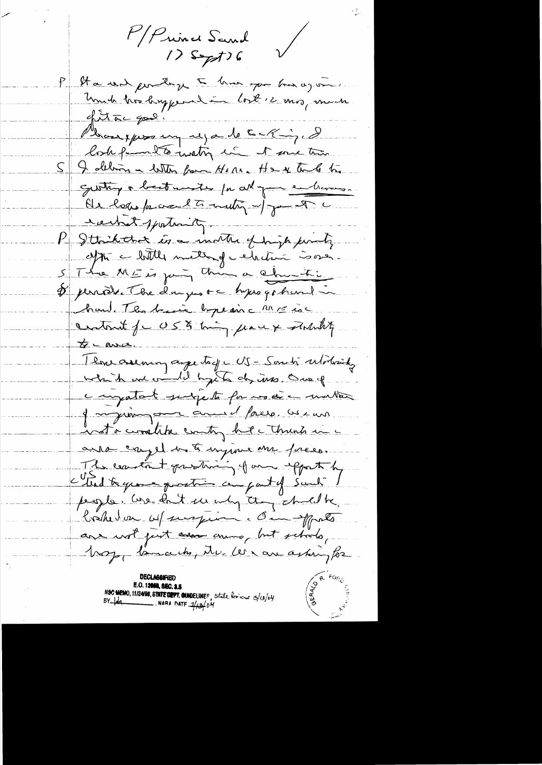P/Prince Saud
17 Sept 76

P It is a real privilege to have you here again. Much has happened in last 12 mos, much of it not good.

Please express my regards to the King. I look forward to meeting him at some time.

S I deliver a letter from H.M. He extends his greeting & best wishes for all your endeavors. He looks forward to meeting w/ you at earliest opportunity.

P I think that is a matter of high priority after the little matter of election is over.

S The ME is passing thru a dramatic period. The dangers are high as & hopes go hand in hand. The basic hope in the ME is continuity of US to bring peace & stability to area.

There are many aspects of US-Saudi relationship which we could try to discuss. One of the important subjects for us is the matter of improving our armed forces. We are not a combative country but the threats in the area compel us to improve our forces. The constant questioning of our efforts by US Senate & questioning on part of Saudi people. We don't see why they should be looked on w/ suspicion. Our efforts are not just arms, but schools, hosp, barracks, etc. We are asking for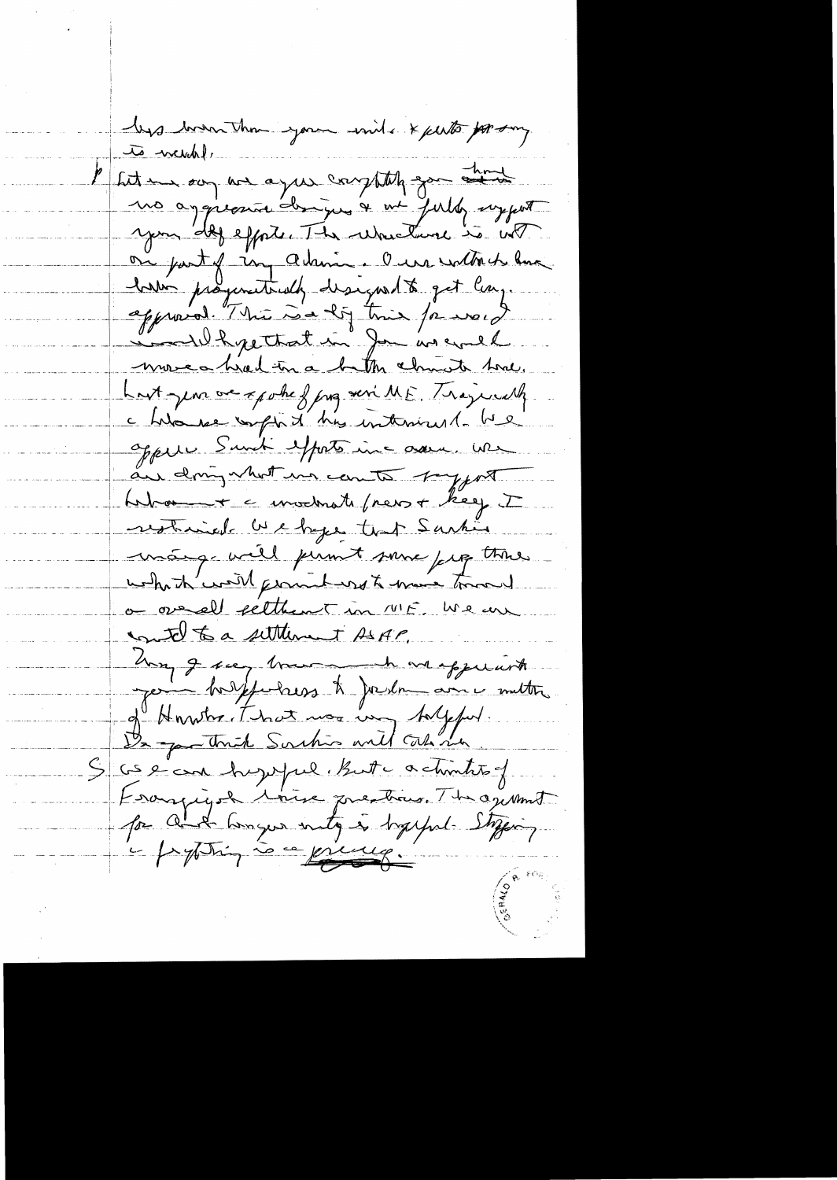has been thru your mil. + experts for any to world.

P Let me say we agree completely you had no aggressive designs + we fully support your dip efforts. The reluctance is not on part of my admin. Our intent has been pragmatically designed to get Cong. approval. This is a big time for us & I would hope that in Jan we could move ahead in a better climate here.

Last year we spoke of prog. in ME. Tragically Lebanese conflict has intervened. We appreciate Saudi efforts in area. We are doing what we can to support Lebanon + a moderate peace + keep it restricted. We hope that Sarkis regime will permit some prog there which will permit us to move toward an overall settlement in ME. We are committed to a settlement ASAP.

May I say how much we appreciate your helpfulness to Jordan on the matter of Hawks. That was very helpful. Do you think Syrian will take in

S We are hopeful. But activities of Frangieh raise questions. The agreement for Arab League unity is helpful. Stopping the fighting is a pressing.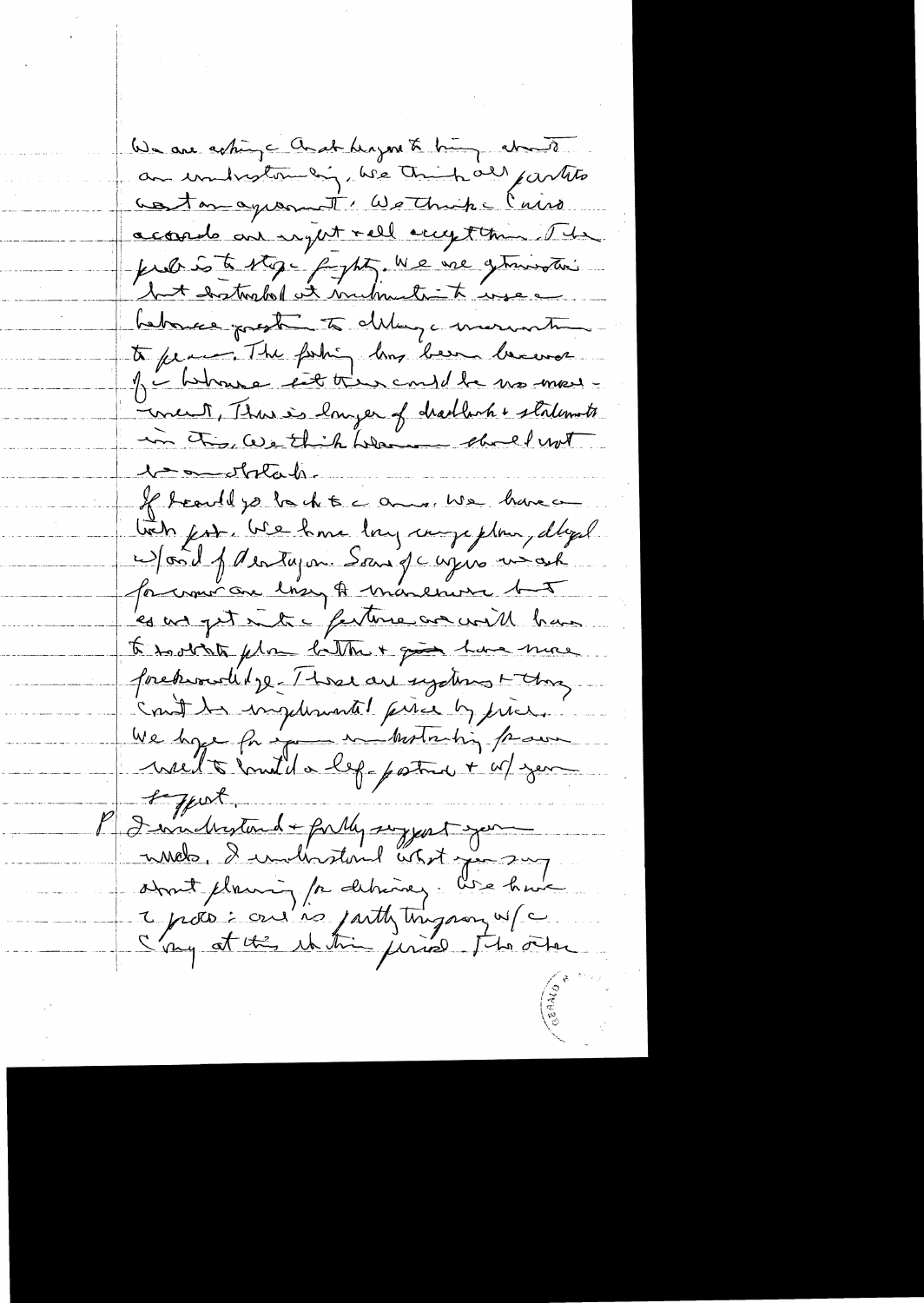We are asking the Arab leaders to bring about an understanding. We think all parties want an agreement. We think the Cairo accords are right and all accept them. The prob is to stop the fighting. We are getting distracted at inclination to use Lebanese question to delay the momentum to peace. The fighting has been because of the Lebanese, but there could be no movement. There is danger of deadlock and stalemate in this. We think Lebanon should not be an obstacle.

If I could go back to the area. We have a twin prob. We have long range plan, delayed w/ end of Dentayen. Some of the options we ask for now are hung up momentum but as we get into the future we will have to work the plan better & gain have more forebearance. These are systems & they can't be implemented piece by piece. We hope for your understanding for our need to build a leg - posture & w/ your support.

P I understand & fully support your needs. I understand what you say about planning for delivery. We have 2 probs: one is partly tangency w/ the S[?] at this interim period. The other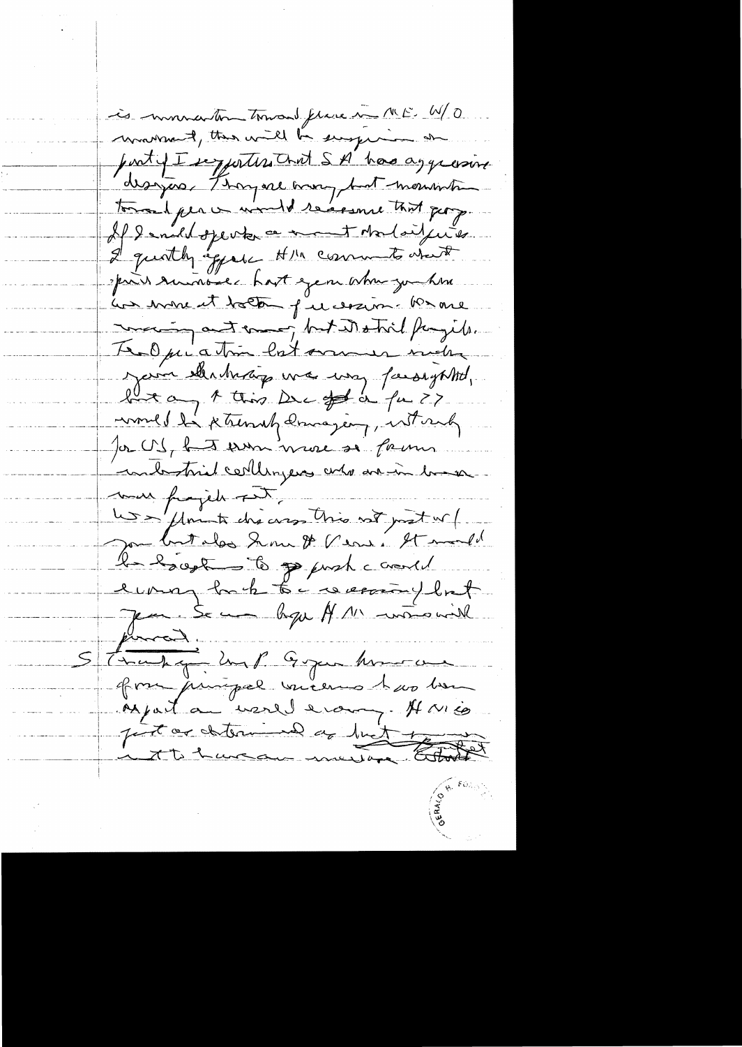is momentum toward peace in ME. W/O
movement, there will be suspicion on
part of I supporters that SA has aggressive
designs. They are wrong, but momentum
toward peace would reassure that group.
If I could speak a moment about oil prices.
I quietly agree HM comments about
price increases last year when you had
been more at bottom of recession. We are
moving out some, but it is still fragile.
The Opec action last summer under
your leadership was very farsighted,
but any ↑ this Dec. of a few ??
would be extremely damaging, not only
for US, but even more so for our
industrial colleagues who are in even
more fragile state.
We appreciate discussing this not just w/
you but also Iran & Venez. It would
be disastrous to push economy
economy back to recession, but
... See ... hope HM will
prevail.

S Thank you Mr. P. Your concerns are
of our principal concerns has been
effect on world economy. HM is
just as determined as but ...
not to have an increase. ...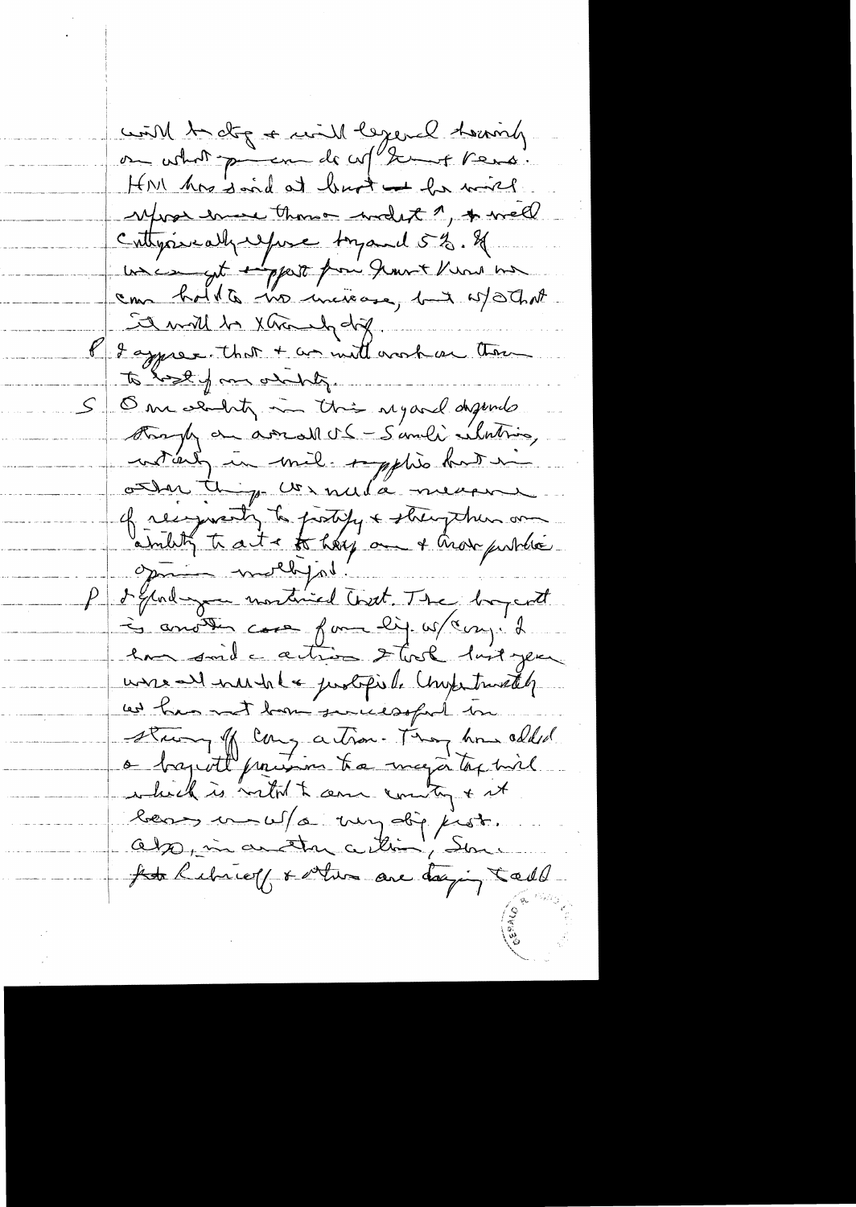will be dif + will depend heavily on what power de w/ Kurt Pens. HM has said at least for next year increase those credits, & will categorically refuse beyond 5%. If we can get support from Kurt Pens we can hold to no increase, but w/o that it will be extremely dif.

P I agree. That + we will work on them to best of our ability.

S Our ability in this regard depends strongly on overall US-Saudi relations, not only in mil. supplies but in other things. We need a measure of reciprocity to justify + strengthen our ability to act to help you + our public opinion mollified.

P I glad you mentioned that. The boycott is another case for Cong. w/Cong. I have said a action I took last year were all needed + justifiable. Unfortunately we have not been successful in stemming off Cong action. They have added a boycott provision to a major tax bill which is vital to our country + it leaves me w/a very dif posit. Also, in another action, Sens. Ribicoff + others are saying to add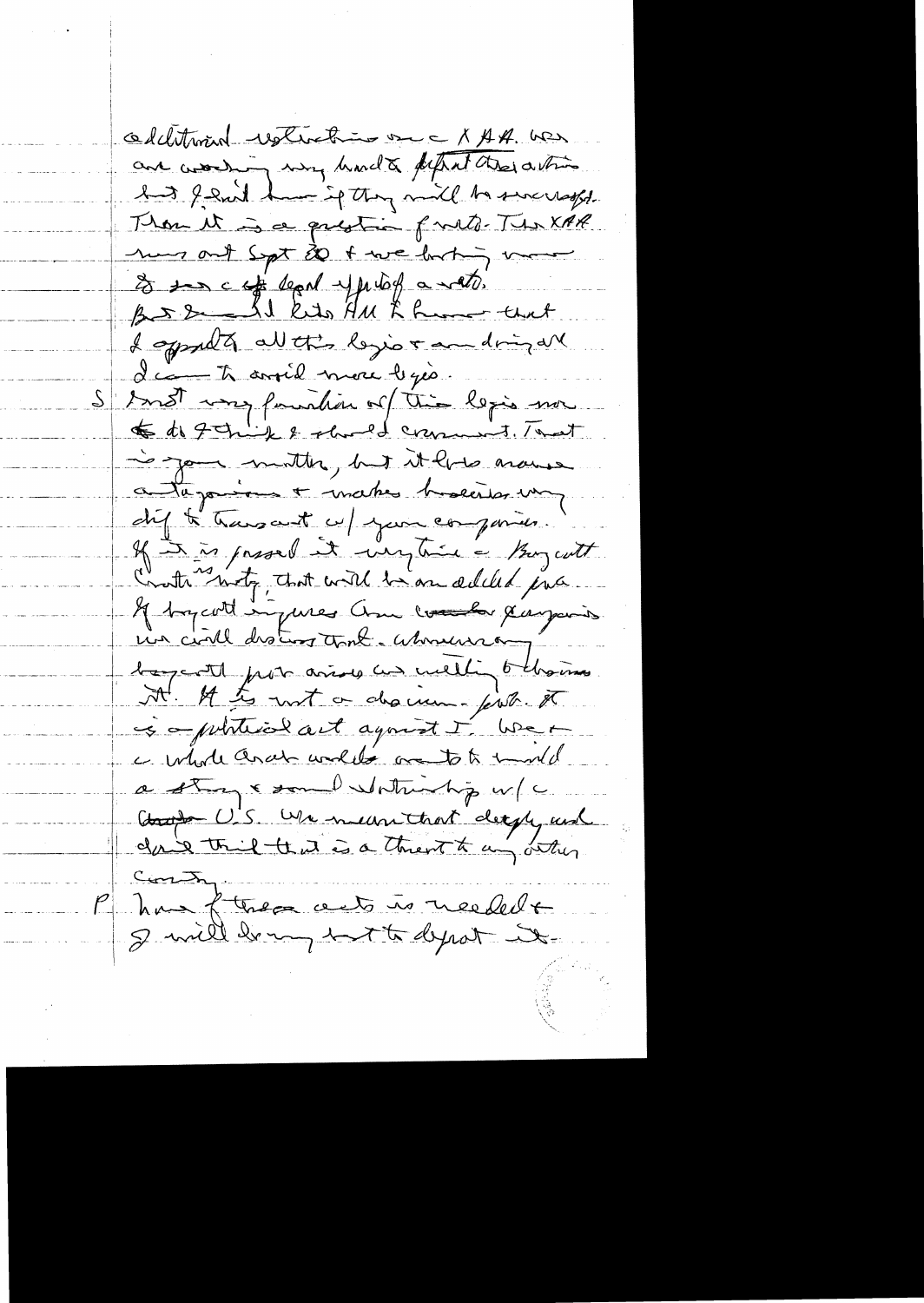additional restrictions on XIM. We are working very hard to defeat these actions but I don't know if they will be successful. Then it is a question of veto. The XIM runs out Sept 30 & we are looking now to see c legal effect of a veto. But I would like HM to know that I opposed all this legis & am doing all I can to avoid more legis.

S I'm not very familiar w/ this legis nor do I think I should comment. That is your matter, but it looks more antagonism & makes business very dif to transact w/ your companies. If it is passed it very true a Boycott counter activity, that will be an added prob. If boycott injures Amer companies we could discuss that. Whenever any boycott prob arises we willing to discuss it. It is not a discrim. - just. It is a political act against I. We & a whole Arab world are to build a strong & sound relationship w/ c U.S. We mean that deeply and don't think that is a threat to any other country.

P None of these acts is needed & I will do my best to defeat it.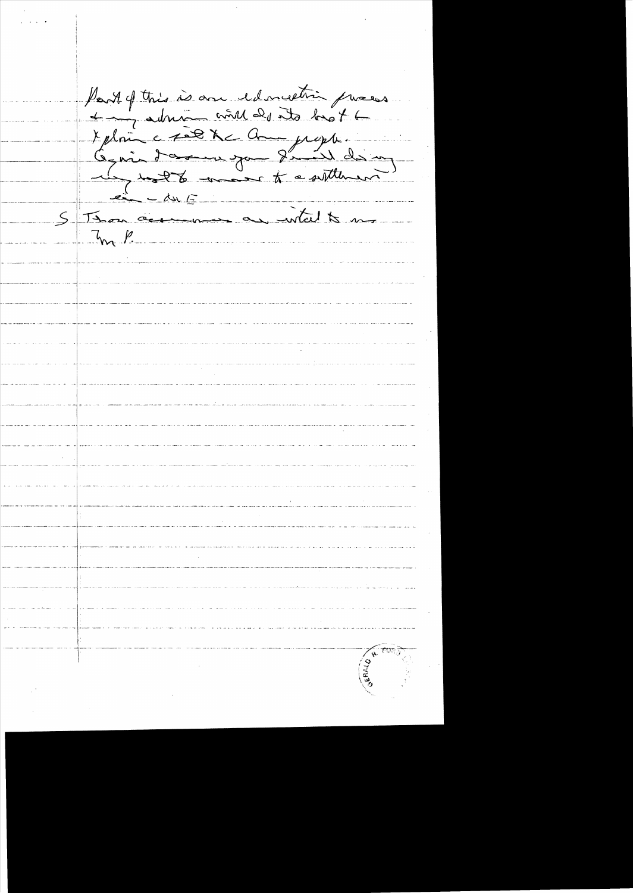Part of this is an education process
& my admin will do its best to
explain & sell the Am people.
Again I assure you I will do my
very best to move to a settlement
en - due

5 Thru economics are vital to me

In P.